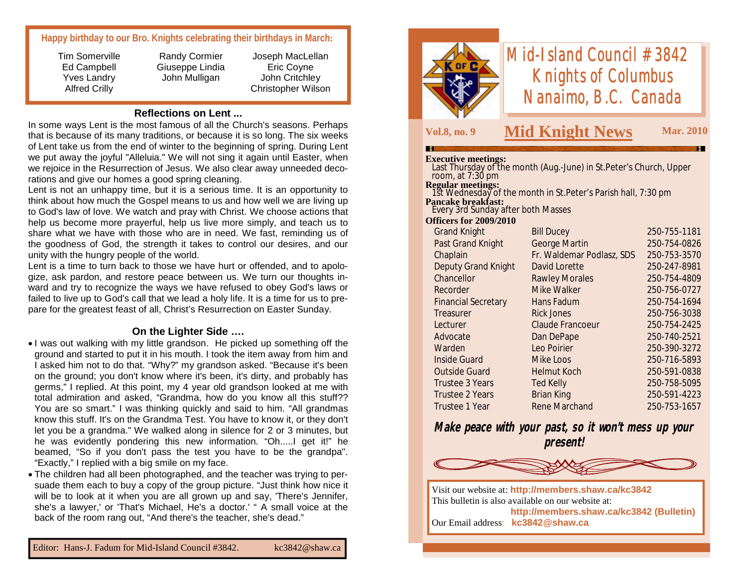**Happy birthday to our Bro. Knights celebrating their birthdays in March:**

| | | |
|---|---|---|
| Tim Somerville | Randy Cormier | Joseph MacLellan |
| Ed Campbell | Giuseppe Lindia | Eric Coyne |
| Yves Landry | John Mulligan | John Critchley |
| Alfred Crilly | | Christopher Wilson |

## Reflections on Lent ...

In some ways Lent is the most famous of all the Church's seasons. Perhaps that is because of its many traditions, or because it is so long. The six weeks of Lent take us from the end of winter to the beginning of spring. During Lent we put away the joyful "Alleluia." We will not sing it again until Easter, when we rejoice in the Resurrection of Jesus. We also clear away unneeded decorations and give our homes a good spring cleaning.

Lent is not an unhappy time, but it is a serious time. It is an opportunity to think about how much the Gospel means to us and how well we are living up to God's law of love. We watch and pray with Christ. We choose actions that help us become more prayerful, help us live more simply, and teach us to share what we have with those who are in need. We fast, reminding us of the goodness of God, the strength it takes to control our desires, and our unity with the hungry people of the world.

Lent is a time to turn back to those we have hurt or offended, and to apologize, ask pardon, and restore peace between us. We turn our thoughts inward and try to recognize the ways we have refused to obey God's laws or failed to live up to God's call that we lead a holy life. It is a time for us to prepare for the greatest feast of all, Christ's Resurrection on Easter Sunday.

## On the Lighter Side ….

- I was out walking with my little grandson. He picked up something off the ground and started to put it in his mouth. I took the item away from him and I asked him not to do that. "Why?" my grandson asked. "Because it's been on the ground; you don't know where it's been, it's dirty, and probably has germs," I replied. At this point, my 4 year old grandson looked at me with total admiration and asked, "Grandma, how do you know all this stuff?? You are so smart." I was thinking quickly and said to him. "All grandmas know this stuff. It's on the Grandma Test. You have to know it, or they don't let you be a grandma." We walked along in silence for 2 or 3 minutes, but he was evidently pondering this new information. "Oh.....I get it!" he beamed, "So if you don't pass the test you have to be the grandpa". "Exactly," I replied with a big smile on my face.
- The children had all been photographed, and the teacher was trying to persuade them each to buy a copy of the group picture. "Just think how nice it will be to look at it when you are all grown up and say, 'There's Jennifer, she's a lawyer,' or 'That's Michael, He's a doctor.' " A small voice at the back of the room rang out, "And there's the teacher, she's dead."

Editor: Hans-J. Fadum for Mid-Island Council #3842. kc3842@shaw.ca

# Mid-Island Council #3842 Knights of Columbus Nanaimo, B.C. Canada

Vol.8, no. 9 **Mid Knight News** Mar. 2010

**Executive meetings:**
Last Thursday of the month (Aug.-June) in St.Peter's Church, Upper room, at 7:30 pm

**Regular meetings:**
1st Wednesday of the month in St.Peter's Parish hall, 7:30 pm

**Pancake breakfast:**
Every 3rd Sunday after both Masses

**Officers for 2009/2010**

| | | |
|---|---|---|
| Grand Knight | Bill Ducey | 250-755-1181 |
| Past Grand Knight | George Martin | 250-754-0826 |
| Chaplain | Fr. Waldemar Podlasz, SDS | 250-753-3570 |
| Deputy Grand Knight | David Lorette | 250-247-8981 |
| Chancellor | Rawley Morales | 250-754-4809 |
| Recorder | Mike Walker | 250-756-0727 |
| Financial Secretary | Hans Fadum | 250-754-1694 |
| Treasurer | Rick Jones | 250-756-3038 |
| Lecturer | Claude Francoeur | 250-754-2425 |
| Advocate | Dan DePape | 250-740-2521 |
| Warden | Leo Poirier | 250-390-3272 |
| Inside Guard | Mike Loos | 250-716-5893 |
| Outside Guard | Helmut Koch | 250-591-0838 |
| Trustee 3 Years | Ted Kelly | 250-758-5095 |
| Trustee 2 Years | Brian King | 250-591-4223 |
| Trustee 1 Year | Rene Marchand | 250-753-1657 |

***Make peace with your past, so it won't mess up your present!***

Visit our website at: **http://members.shaw.ca/kc3842**
This bulletin is also available on our website at:
**http://members.shaw.ca/kc3842 (Bulletin)**
Our Email address: **kc3842@shaw.ca**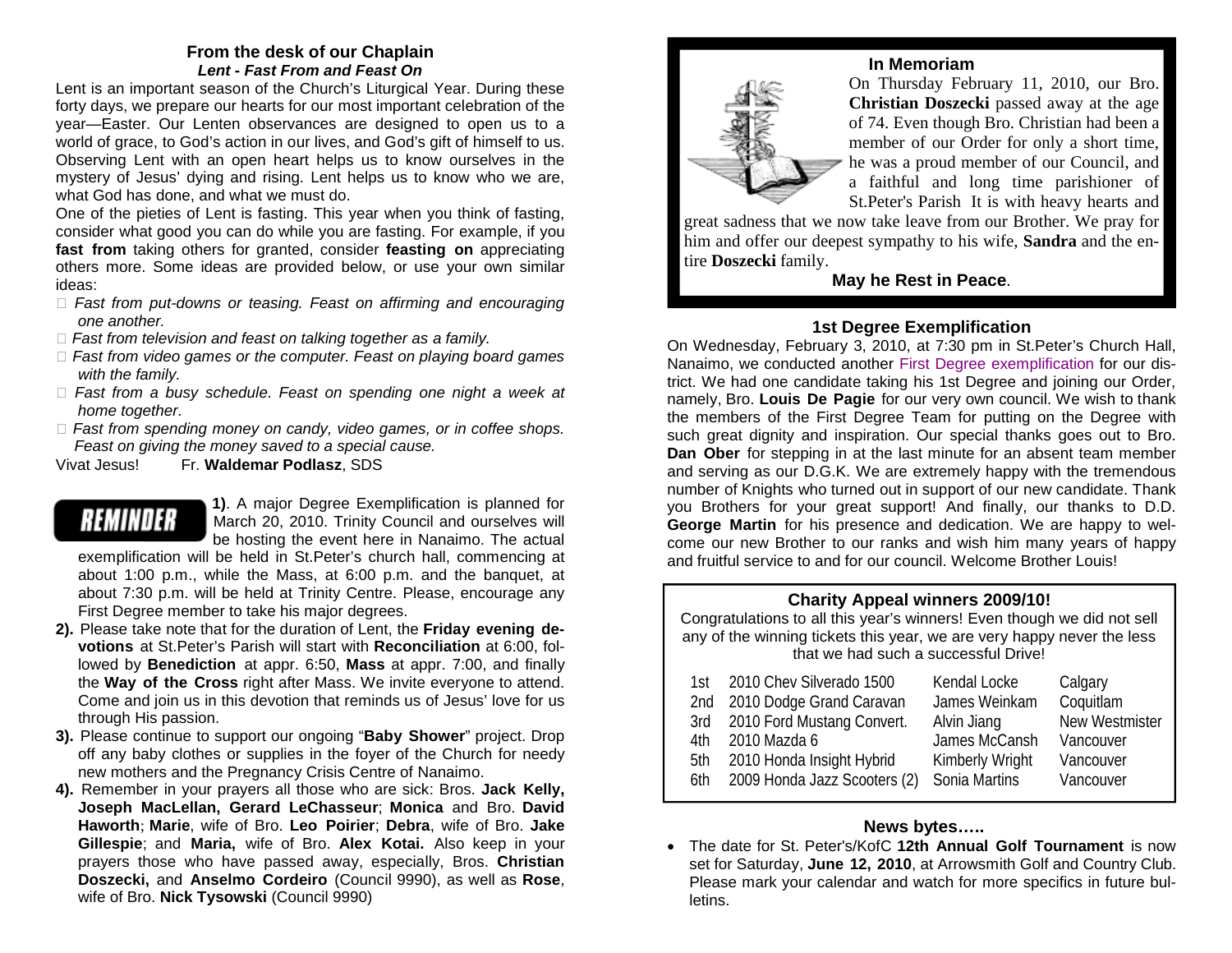## From the desk of our Chaplain

### *Lent - Fast From and Feast On*

Lent is an important season of the Church's Liturgical Year. During these forty days, we prepare our hearts for our most important celebration of the year—Easter. Our Lenten observances are designed to open us to a world of grace, to God's action in our lives, and God's gift of himself to us. Observing Lent with an open heart helps us to know ourselves in the mystery of Jesus' dying and rising. Lent helps us to know who we are, what God has done, and what we must do.

One of the pieties of Lent is fasting. This year when you think of fasting, consider what good you can do while you are fasting. For example, if you **fast from** taking others for granted, consider **feasting on** appreciating others more. Some ideas are provided below, or use your own similar ideas:

- *Fast from put-downs or teasing. Feast on affirming and encouraging one another.*
- *Fast from television and feast on talking together as a family.*
- *Fast from video games or the computer. Feast on playing board games with the family.*
- *Fast from a busy schedule. Feast on spending one night a week at home together.*
- *Fast from spending money on candy, video games, or in coffee shops. Feast on giving the money saved to a special cause.*

Vivat Jesus! Fr. **Waldemar Podlasz**, SDS

## REMINDER

**1)**. A major Degree Exemplification is planned for March 20, 2010. Trinity Council and ourselves will be hosting the event here in Nanaimo. The actual exemplification will be held in St.Peter's church hall, commencing at about 1:00 p.m., while the Mass, at 6:00 p.m. and the banquet, at about 7:30 p.m. will be held at Trinity Centre. Please, encourage any First Degree member to take his major degrees.

**2).** Please take note that for the duration of Lent, the **Friday evening devotions** at St.Peter's Parish will start with **Reconciliation** at 6:00, followed by **Benediction** at appr. 6:50, **Mass** at appr. 7:00, and finally the **Way of the Cross** right after Mass. We invite everyone to attend. Come and join us in this devotion that reminds us of Jesus' love for us through His passion.

**3).** Please continue to support our ongoing "**Baby Shower**" project. Drop off any baby clothes or supplies in the foyer of the Church for needy new mothers and the Pregnancy Crisis Centre of Nanaimo.

**4).** Remember in your prayers all those who are sick: Bros. **Jack Kelly, Joseph MacLellan, Gerard LeChasseur**; **Monica** and Bro. **David Haworth**; **Marie**, wife of Bro. **Leo Poirier**; **Debra**, wife of Bro. **Jake Gillespie**; and **Maria,** wife of Bro. **Alex Kotai.** Also keep in your prayers those who have passed away, especially, Bros. **Christian Doszecki,** and **Anselmo Cordeiro** (Council 9990), as well as **Rose**, wife of Bro. **Nick Tysowski** (Council 9990)

## In Memoriam

On Thursday February 11, 2010, our Bro. **Christian Doszecki** passed away at the age of 74. Even though Bro. Christian had been a member of our Order for only a short time, he was a proud member of our Council, and a faithful and long time parishioner of St.Peter's Parish It is with heavy hearts and great sadness that we now take leave from our Brother. We pray for him and offer our deepest sympathy to his wife, **Sandra** and the entire **Doszecki** family.

**May he Rest in Peace**.

## 1st Degree Exemplification

On Wednesday, February 3, 2010, at 7:30 pm in St.Peter's Church Hall, Nanaimo, we conducted another First Degree exemplification for our district. We had one candidate taking his 1st Degree and joining our Order, namely, Bro. **Louis De Pagie** for our very own council. We wish to thank the members of the First Degree Team for putting on the Degree with such great dignity and inspiration. Our special thanks goes out to Bro. **Dan Ober** for stepping in at the last minute for an absent team member and serving as our D.G.K. We are extremely happy with the tremendous number of Knights who turned out in support of our new candidate. Thank you Brothers for your great support! And finally, our thanks to D.D. **George Martin** for his presence and dedication. We are happy to welcome our new Brother to our ranks and wish him many years of happy and fruitful service to and for our council. Welcome Brother Louis!

## Charity Appeal winners 2009/10!

Congratulations to all this year's winners! Even though we did not sell any of the winning tickets this year, we are very happy never the less that we had such a successful Drive!

| | | | |
|---|---|---|---|
| 1st | 2010 Chev Silverado 1500 | Kendal Locke | Calgary |
| 2nd | 2010 Dodge Grand Caravan | James Weinkam | Coquitlam |
| 3rd | 2010 Ford Mustang Convert. | Alvin Jiang | New Westmister |
| 4th | 2010 Mazda 6 | James McCansh | Vancouver |
| 5th | 2010 Honda Insight Hybrid | Kimberly Wright | Vancouver |
| 6th | 2009 Honda Jazz Scooters (2) | Sonia Martins | Vancouver |

## News bytes…..

- The date for St. Peter's/KofC **12th Annual Golf Tournament** is now set for Saturday, **June 12, 2010**, at Arrowsmith Golf and Country Club. Please mark your calendar and watch for more specifics in future bulletins.